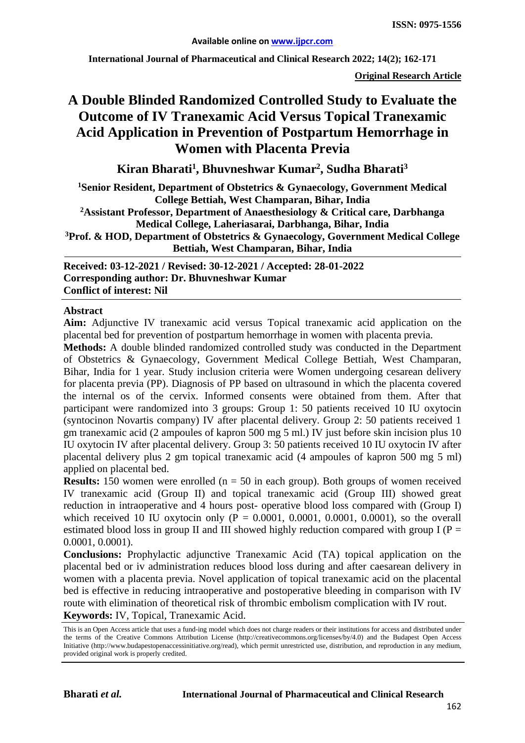**ISSN: 0975-1556**

**Available online on www.ijpcr.com**

**International Journal of Pharmaceutical and Clinical Research 2022; 14(2); 162-171**

**Original Research Article**

# A Double Blinded Randomized Controlled Study to Evaluate the Outcome of IV Tranexamic Acid Versus Topical Tranexamic Acid Application in Prevention of Postpartum Hemorrhage in Women with Placenta Previa

**Kiran Bharati[1], Bhuvneshwar Kumar[2], Sudha Bharati[3]**

**[1]Senior Resident, Department of Obstetrics & Gynaecology, Government Medical College Bettiah, West Champaran, Bihar, India**

**[2]Assistant Professor, Department of Anaesthesiology & Critical care, Darbhanga Medical College, Laheriasarai, Darbhanga, Bihar, India**

**[3]Prof. & HOD, Department of Obstetrics & Gynaecology, Government Medical College Bettiah, West Champaran, Bihar, India**

**Received: 03-12-2021 / Revised: 30-12-2021 / Accepted: 28-01-2022**
**Corresponding author: Dr. Bhuvneshwar Kumar**
**Conflict of interest: Nil**

## Abstract

**Aim:** Adjunctive IV tranexamic acid versus Topical tranexamic acid application on the placental bed for prevention of postpartum hemorrhage in women with placenta previa.

**Methods:** A double blinded randomized controlled study was conducted in the Department of Obstetrics & Gynaecology, Government Medical College Bettiah, West Champaran, Bihar, India for 1 year. Study inclusion criteria were Women undergoing cesarean delivery for placenta previa (PP). Diagnosis of PP based on ultrasound in which the placenta covered the internal os of the cervix. Informed consents were obtained from them. After that participant were randomized into 3 groups: Group 1: 50 patients received 10 IU oxytocin (syntocinon Novartis company) IV after placental delivery. Group 2: 50 patients received 1 gm tranexamic acid (2 ampoules of kapron 500 mg 5 ml.) IV just before skin incision plus 10 IU oxytocin IV after placental delivery. Group 3: 50 patients received 10 IU oxytocin IV after placental delivery plus 2 gm topical tranexamic acid (4 ampoules of kapron 500 mg 5 ml) applied on placental bed.

**Results:** 150 women were enrolled (n = 50 in each group). Both groups of women received IV tranexamic acid (Group II) and topical tranexamic acid (Group III) showed great reduction in intraoperative and 4 hours post- operative blood loss compared with (Group I) which received 10 IU oxytocin only ($P = 0.0001, 0.0001, 0.0001, 0.0001$), so the overall estimated blood loss in group II and III showed highly reduction compared with group I ($P = 0.0001, 0.0001$).

**Conclusions:** Prophylactic adjunctive Tranexamic Acid (TA) topical application on the placental bed or iv administration reduces blood loss during and after caesarean delivery in women with a placenta previa. Novel application of topical tranexamic acid on the placental bed is effective in reducing intraoperative and postoperative bleeding in comparison with IV route with elimination of theoretical risk of thrombic embolism complication with IV rout.

**Keywords:** IV, Topical, Tranexamic Acid.

This is an Open Access article that uses a fund-ing model which does not charge readers or their institutions for access and distributed under the terms of the Creative Commons Attribution License (http://creativecommons.org/licenses/by/4.0) and the Budapest Open Access Initiative (http://www.budapestopenaccessinitiative.org/read), which permit unrestricted use, distribution, and reproduction in any medium, provided original work is properly credited.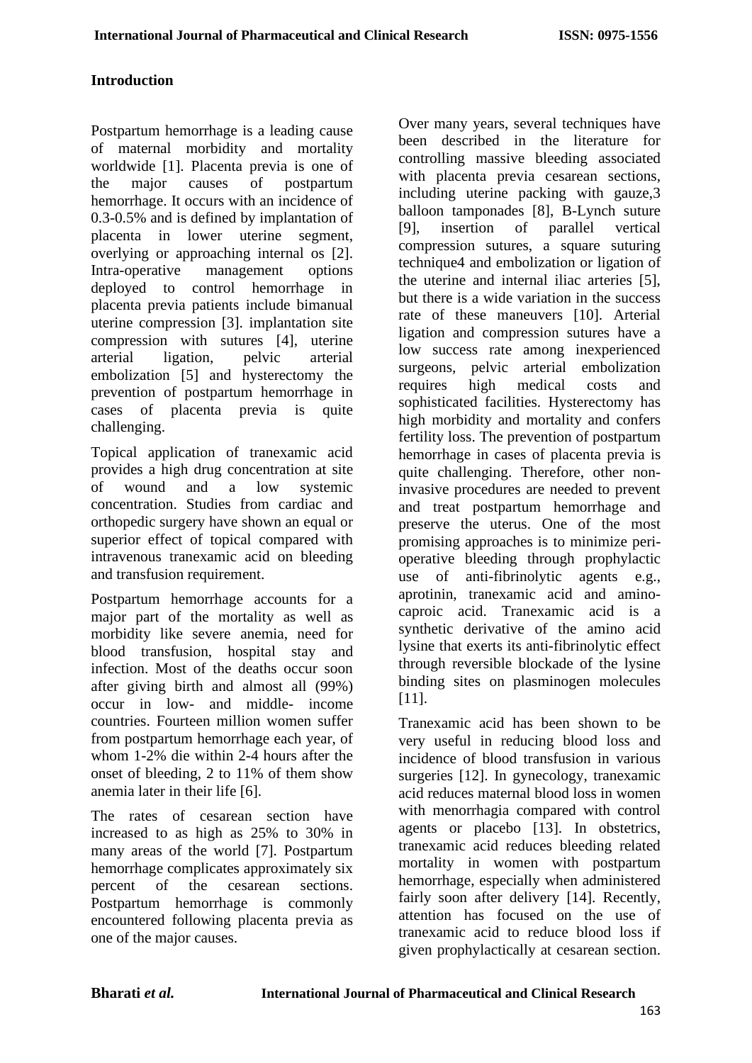## Introduction

Postpartum hemorrhage is a leading cause of maternal morbidity and mortality worldwide [1]. Placenta previa is one of the major causes of postpartum hemorrhage. It occurs with an incidence of 0.3-0.5% and is defined by implantation of placenta in lower uterine segment, overlying or approaching internal os [2]. Intra-operative management options deployed to control hemorrhage in placenta previa patients include bimanual uterine compression [3]. implantation site compression with sutures [4], uterine arterial ligation, pelvic arterial embolization [5] and hysterectomy the prevention of postpartum hemorrhage in cases of placenta previa is quite challenging.

Topical application of tranexamic acid provides a high drug concentration at site of wound and a low systemic concentration. Studies from cardiac and orthopedic surgery have shown an equal or superior effect of topical compared with intravenous tranexamic acid on bleeding and transfusion requirement.

Postpartum hemorrhage accounts for a major part of the mortality as well as morbidity like severe anemia, need for blood transfusion, hospital stay and infection. Most of the deaths occur soon after giving birth and almost all (99%) occur in low- and middle- income countries. Fourteen million women suffer from postpartum hemorrhage each year, of whom 1-2% die within 2-4 hours after the onset of bleeding, 2 to 11% of them show anemia later in their life [6].

The rates of cesarean section have increased to as high as 25% to 30% in many areas of the world [7]. Postpartum hemorrhage complicates approximately six percent of the cesarean sections. Postpartum hemorrhage is commonly encountered following placenta previa as one of the major causes.

Over many years, several techniques have been described in the literature for controlling massive bleeding associated with placenta previa cesarean sections, including uterine packing with gauze,3 balloon tamponades [8], B-Lynch suture [9], insertion of parallel vertical compression sutures, a square suturing technique4 and embolization or ligation of the uterine and internal iliac arteries [5], but there is a wide variation in the success rate of these maneuvers [10]. Arterial ligation and compression sutures have a low success rate among inexperienced surgeons, pelvic arterial embolization requires high medical costs and sophisticated facilities. Hysterectomy has high morbidity and mortality and confers fertility loss. The prevention of postpartum hemorrhage in cases of placenta previa is quite challenging. Therefore, other non-invasive procedures are needed to prevent and treat postpartum hemorrhage and preserve the uterus. One of the most promising approaches is to minimize peri-operative bleeding through prophylactic use of anti-fibrinolytic agents e.g., aprotinin, tranexamic acid and amino-caproic acid. Tranexamic acid is a synthetic derivative of the amino acid lysine that exerts its anti-fibrinolytic effect through reversible blockade of the lysine binding sites on plasminogen molecules [11].

Tranexamic acid has been shown to be very useful in reducing blood loss and incidence of blood transfusion in various surgeries [12]. In gynecology, tranexamic acid reduces maternal blood loss in women with menorrhagia compared with control agents or placebo [13]. In obstetrics, tranexamic acid reduces bleeding related mortality in women with postpartum hemorrhage, especially when administered fairly soon after delivery [14]. Recently, attention has focused on the use of tranexamic acid to reduce blood loss if given prophylactically at cesarean section.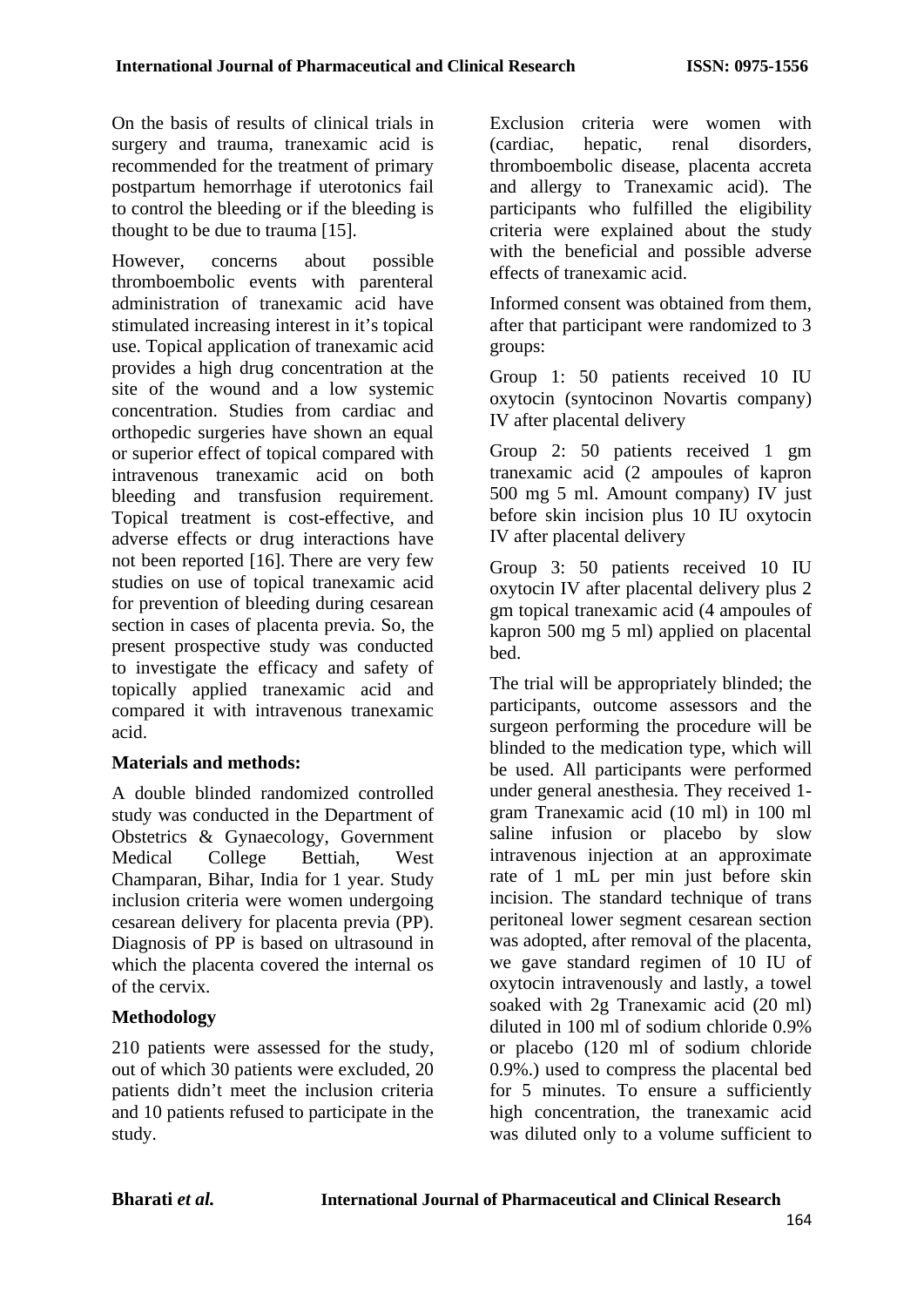On the basis of results of clinical trials in surgery and trauma, tranexamic acid is recommended for the treatment of primary postpartum hemorrhage if uterotonics fail to control the bleeding or if the bleeding is thought to be due to trauma [15].

However, concerns about possible thromboembolic events with parenteral administration of tranexamic acid have stimulated increasing interest in it's topical use. Topical application of tranexamic acid provides a high drug concentration at the site of the wound and a low systemic concentration. Studies from cardiac and orthopedic surgeries have shown an equal or superior effect of topical compared with intravenous tranexamic acid on both bleeding and transfusion requirement. Topical treatment is cost-effective, and adverse effects or drug interactions have not been reported [16]. There are very few studies on use of topical tranexamic acid for prevention of bleeding during cesarean section in cases of placenta previa. So, the present prospective study was conducted to investigate the efficacy and safety of topically applied tranexamic acid and compared it with intravenous tranexamic acid.

## Materials and methods:

A double blinded randomized controlled study was conducted in the Department of Obstetrics & Gynaecology, Government Medical College Bettiah, West Champaran, Bihar, India for 1 year. Study inclusion criteria were women undergoing cesarean delivery for placenta previa (PP). Diagnosis of PP is based on ultrasound in which the placenta covered the internal os of the cervix.

## Methodology

210 patients were assessed for the study, out of which 30 patients were excluded, 20 patients didn't meet the inclusion criteria and 10 patients refused to participate in the study.

Exclusion criteria were women with (cardiac, hepatic, renal disorders, thromboembolic disease, placenta accreta and allergy to Tranexamic acid). The participants who fulfilled the eligibility criteria were explained about the study with the beneficial and possible adverse effects of tranexamic acid.

Informed consent was obtained from them, after that participant were randomized to 3 groups:

Group 1: 50 patients received 10 IU oxytocin (syntocinon Novartis company) IV after placental delivery

Group 2: 50 patients received 1 gm tranexamic acid (2 ampoules of kapron 500 mg 5 ml. Amount company) IV just before skin incision plus 10 IU oxytocin IV after placental delivery

Group 3: 50 patients received 10 IU oxytocin IV after placental delivery plus 2 gm topical tranexamic acid (4 ampoules of kapron 500 mg 5 ml) applied on placental bed.

The trial will be appropriately blinded; the participants, outcome assessors and the surgeon performing the procedure will be blinded to the medication type, which will be used. All participants were performed under general anesthesia. They received 1-gram Tranexamic acid (10 ml) in 100 ml saline infusion or placebo by slow intravenous injection at an approximate rate of 1 mL per min just before skin incision. The standard technique of trans peritoneal lower segment cesarean section was adopted, after removal of the placenta, we gave standard regimen of 10 IU of oxytocin intravenously and lastly, a towel soaked with 2g Tranexamic acid (20 ml) diluted in 100 ml of sodium chloride 0.9% or placebo (120 ml of sodium chloride 0.9%.) used to compress the placental bed for 5 minutes. To ensure a sufficiently high concentration, the tranexamic acid was diluted only to a volume sufficient to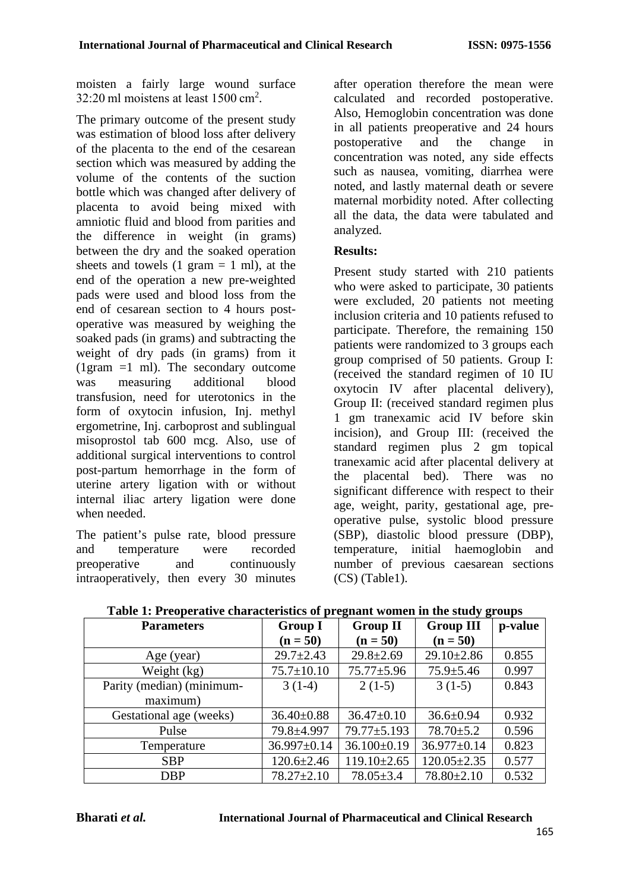moisten a fairly large wound surface 32:20 ml moistens at least 1500 $cm^2$.

The primary outcome of the present study was estimation of blood loss after delivery of the placenta to the end of the cesarean section which was measured by adding the volume of the contents of the suction bottle which was changed after delivery of placenta to avoid being mixed with amniotic fluid and blood from parities and the difference in weight (in grams) between the dry and the soaked operation sheets and towels (1 gram = 1 ml), at the end of the operation a new pre-weighted pads were used and blood loss from the end of cesarean section to 4 hours post-operative was measured by weighing the soaked pads (in grams) and subtracting the weight of dry pads (in grams) from it (1gram =1 ml). The secondary outcome was measuring additional blood transfusion, need for uterotonics in the form of oxytocin infusion, Inj. methyl ergometrine, Inj. carboprost and sublingual misoprostol tab 600 mcg. Also, use of additional surgical interventions to control post-partum hemorrhage in the form of uterine artery ligation with or without internal iliac artery ligation were done when needed.

The patient's pulse rate, blood pressure and temperature were recorded preoperative and continuously intraoperatively, then every 30 minutes after operation therefore the mean were calculated and recorded postoperative. Also, Hemoglobin concentration was done in all patients preoperative and 24 hours postoperative and the change in concentration was noted, any side effects such as nausea, vomiting, diarrhea were noted, and lastly maternal death or severe maternal morbidity noted. After collecting all the data, the data were tabulated and analyzed.

**Results:**

Present study started with 210 patients who were asked to participate, 30 patients were excluded, 20 patients not meeting inclusion criteria and 10 patients refused to participate. Therefore, the remaining 150 patients were randomized to 3 groups each group comprised of 50 patients. Group I: (received the standard regimen of 10 IU oxytocin IV after placental delivery), Group II: (received standard regimen plus 1 gm tranexamic acid IV before skin incision), and Group III: (received the standard regimen plus 2 gm topical tranexamic acid after placental delivery at the placental bed). There was no significant difference with respect to their age, weight, parity, gestational age, pre-operative pulse, systolic blood pressure (SBP), diastolic blood pressure (DBP), temperature, initial haemoglobin and number of previous caesarean sections (CS) (Table1).

**Table 1: Preoperative characteristics of pregnant women in the study groups**

| Parameters | Group I (n = 50) | Group II (n = 50) | Group III (n = 50) | p-value |
|---|---|---|---|---|
| Age (year) | 29.7±2.43 | 29.8±2.69 | 29.10±2.86 | 0.855 |
| Weight (kg) | 75.7±10.10 | 75.77±5.96 | 75.9±5.46 | 0.997 |
| Parity (median) (minimum-maximum) | 3 (1-4) | 2 (1-5) | 3 (1-5) | 0.843 |
| Gestational age (weeks) | 36.40±0.88 | 36.47±0.10 | 36.6±0.94 | 0.932 |
| Pulse | 79.8±4.997 | 79.77±5.193 | 78.70±5.2 | 0.596 |
| Temperature | 36.997±0.14 | 36.100±0.19 | 36.977±0.14 | 0.823 |
| SBP | 120.6±2.46 | 119.10±2.65 | 120.05±2.35 | 0.577 |
| DBP | 78.27±2.10 | 78.05±3.4 | 78.80±2.10 | 0.532 |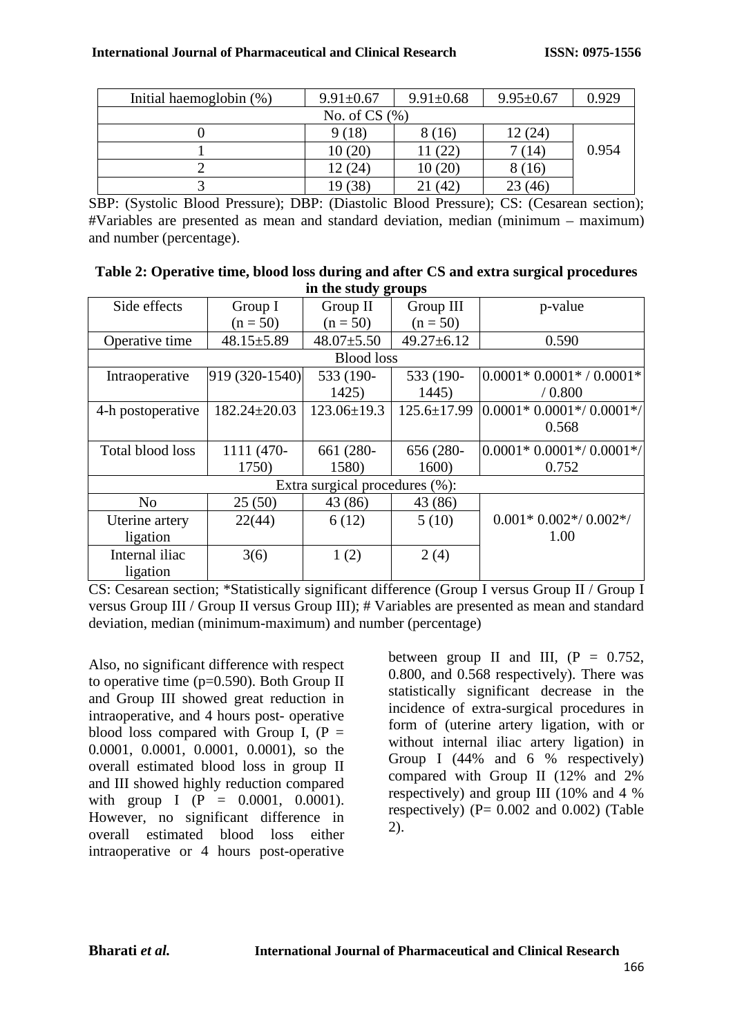| Initial haemoglobin (%) | 9.91±0.67 | 9.91±0.68 | 9.95±0.67 | 0.929 |
|---|---|---|---|---|
| No. of CS (%) | | | | |
| 0 | 9 (18) | 8 (16) | 12 (24) | 0.954 |
| 1 | 10 (20) | 11 (22) | 7 (14) | |
| 2 | 12 (24) | 10 (20) | 8 (16) | |
| 3 | 19 (38) | 21 (42) | 23 (46) | |

SBP: (Systolic Blood Pressure); DBP: (Diastolic Blood Pressure); CS: (Cesarean section); #Variables are presented as mean and standard deviation, median (minimum – maximum) and number (percentage).

**Table 2: Operative time, blood loss during and after CS and extra surgical procedures in the study groups**

| Side effects | Group I (n = 50) | Group II (n = 50) | Group III (n = 50) | p-value |
|---|---|---|---|---|
| Operative time | 48.15±5.89 | 48.07±5.50 | 49.27±6.12 | 0.590 |
| Blood loss | | | | |
| Intraoperative | 919 (320-1540) | 533 (190-1425) | 533 (190-1445) | 0.0001* 0.0001* / 0.0001* / 0.800 |
| 4-h postoperative | 182.24±20.03 | 123.06±19.3 | 125.6±17.99 | 0.0001* 0.0001*/ 0.0001*/ 0.568 |
| Total blood loss | 1111 (470-1750) | 661 (280-1580) | 656 (280-1600) | 0.0001* 0.0001*/ 0.0001*/ 0.752 |
| Extra surgical procedures (%): | | | | |
| No | 25 (50) | 43 (86) | 43 (86) | 0.001* 0.002*/ 0.002*/ 1.00 |
| Uterine artery ligation | 22(44) | 6 (12) | 5 (10) | |
| Internal iliac ligation | 3(6) | 1 (2) | 2 (4) | |

CS: Cesarean section; *Statistically significant difference (Group I versus Group II / Group I versus Group III / Group II versus Group III); # Variables are presented as mean and standard deviation, median (minimum-maximum) and number (percentage)

Also, no significant difference with respect to operative time (p=0.590). Both Group II and Group III showed great reduction in intraoperative, and 4 hours post- operative blood loss compared with Group I, (P = 0.0001, 0.0001, 0.0001, 0.0001), so the overall estimated blood loss in group II and III showed highly reduction compared with group I (P = 0.0001, 0.0001). However, no significant difference in overall estimated blood loss either intraoperative or 4 hours post-operative between group II and III, (P = 0.752, 0.800, and 0.568 respectively). There was statistically significant decrease in the incidence of extra-surgical procedures in form of (uterine artery ligation, with or without internal iliac artery ligation) in Group I (44% and 6 % respectively) compared with Group II (12% and 2% respectively) and group III (10% and 4 % respectively) (P= 0.002 and 0.002) (Table 2).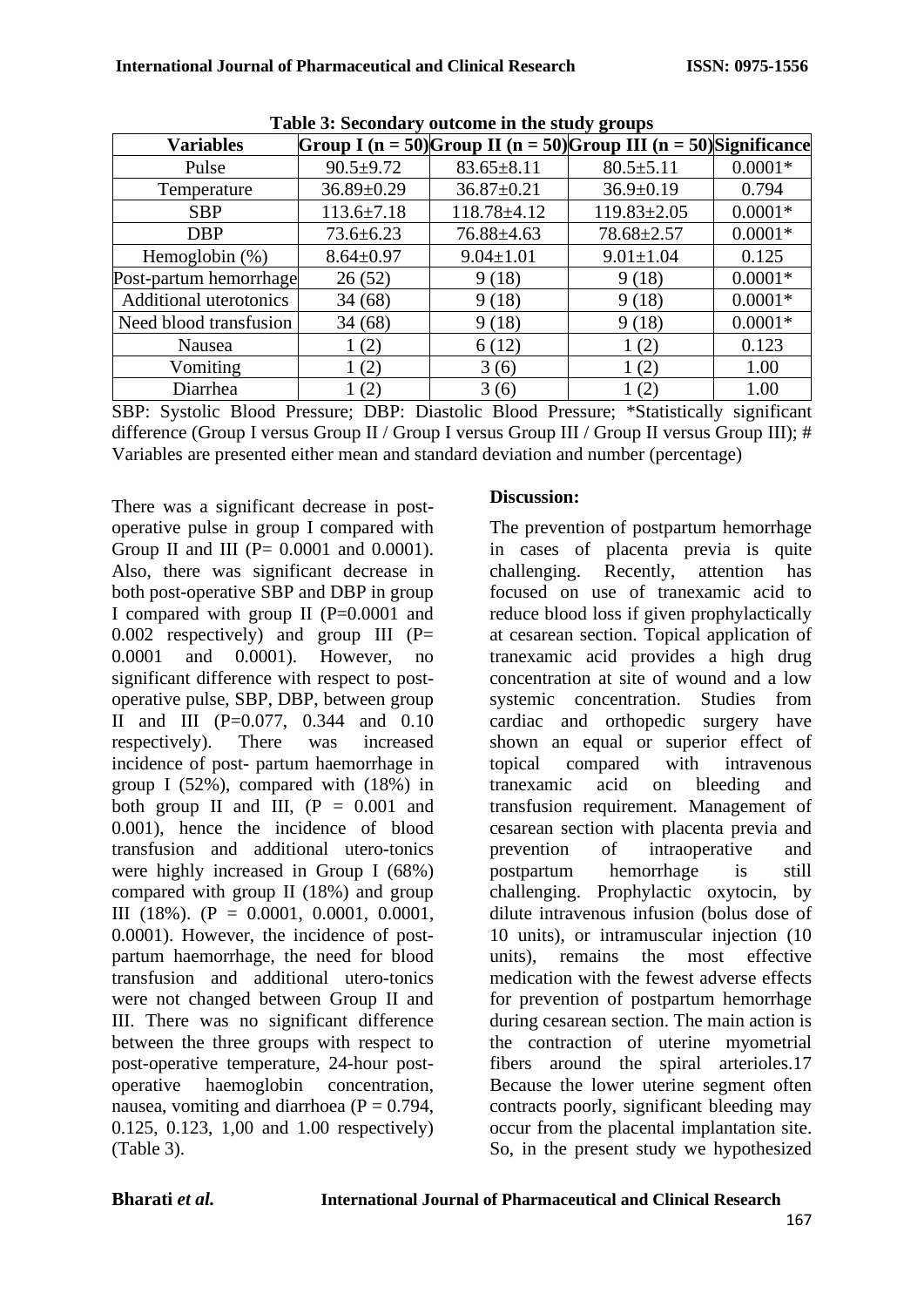**Table 3: Secondary outcome in the study groups**

| Variables | Group I (n = 50) | Group II (n = 50) | Group III (n = 50) | Significance |
|---|---|---|---|---|
| Pulse | 90.5±9.72 | 83.65±8.11 | 80.5±5.11 | 0.0001* |
| Temperature | 36.89±0.29 | 36.87±0.21 | 36.9±0.19 | 0.794 |
| SBP | 113.6±7.18 | 118.78±4.12 | 119.83±2.05 | 0.0001* |
| DBP | 73.6±6.23 | 76.88±4.63 | 78.68±2.57 | 0.0001* |
| Hemoglobin (%) | 8.64±0.97 | 9.04±1.01 | 9.01±1.04 | 0.125 |
| Post-partum hemorrhage | 26 (52) | 9 (18) | 9 (18) | 0.0001* |
| Additional uterotonics | 34 (68) | 9 (18) | 9 (18) | 0.0001* |
| Need blood transfusion | 34 (68) | 9 (18) | 9 (18) | 0.0001* |
| Nausea | 1 (2) | 6 (12) | 1 (2) | 0.123 |
| Vomiting | 1 (2) | 3 (6) | 1 (2) | 1.00 |
| Diarrhea | 1 (2) | 3 (6) | 1 (2) | 1.00 |

SBP: Systolic Blood Pressure; DBP: Diastolic Blood Pressure; *Statistically significant difference (Group I versus Group II / Group I versus Group III / Group II versus Group III); # Variables are presented either mean and standard deviation and number (percentage)

There was a significant decrease in post-operative pulse in group I compared with Group II and III (P= 0.0001 and 0.0001). Also, there was significant decrease in both post-operative SBP and DBP in group I compared with group II (P=0.0001 and 0.002 respectively) and group III (P= 0.0001 and 0.0001). However, no significant difference with respect to post-operative pulse, SBP, DBP, between group II and III (P=0.077, 0.344 and 0.10 respectively). There was increased incidence of post- partum haemorrhage in group I (52%), compared with (18%) in both group II and III, (P = 0.001 and 0.001), hence the incidence of blood transfusion and additional utero-tonics were highly increased in Group I (68%) compared with group II (18%) and group III (18%). (P = 0.0001, 0.0001, 0.0001, 0.0001). However, the incidence of post-partum haemorrhage, the need for blood transfusion and additional utero-tonics were not changed between Group II and III. There was no significant difference between the three groups with respect to post-operative temperature, 24-hour post-operative haemoglobin concentration, nausea, vomiting and diarrhoea (P = 0.794, 0.125, 0.123, 1,00 and 1.00 respectively) (Table 3).

**Discussion:**

The prevention of postpartum hemorrhage in cases of placenta previa is quite challenging. Recently, attention has focused on use of tranexamic acid to reduce blood loss if given prophylactically at cesarean section. Topical application of tranexamic acid provides a high drug concentration at site of wound and a low systemic concentration. Studies from cardiac and orthopedic surgery have shown an equal or superior effect of topical compared with intravenous tranexamic acid on bleeding and transfusion requirement. Management of cesarean section with placenta previa and prevention of intraoperative and postpartum hemorrhage is still challenging. Prophylactic oxytocin, by dilute intravenous infusion (bolus dose of 10 units), or intramuscular injection (10 units), remains the most effective medication with the fewest adverse effects for prevention of postpartum hemorrhage during cesarean section. The main action is the contraction of uterine myometrial fibers around the spiral arterioles.[17] Because the lower uterine segment often contracts poorly, significant bleeding may occur from the placental implantation site. So, in the present study we hypothesized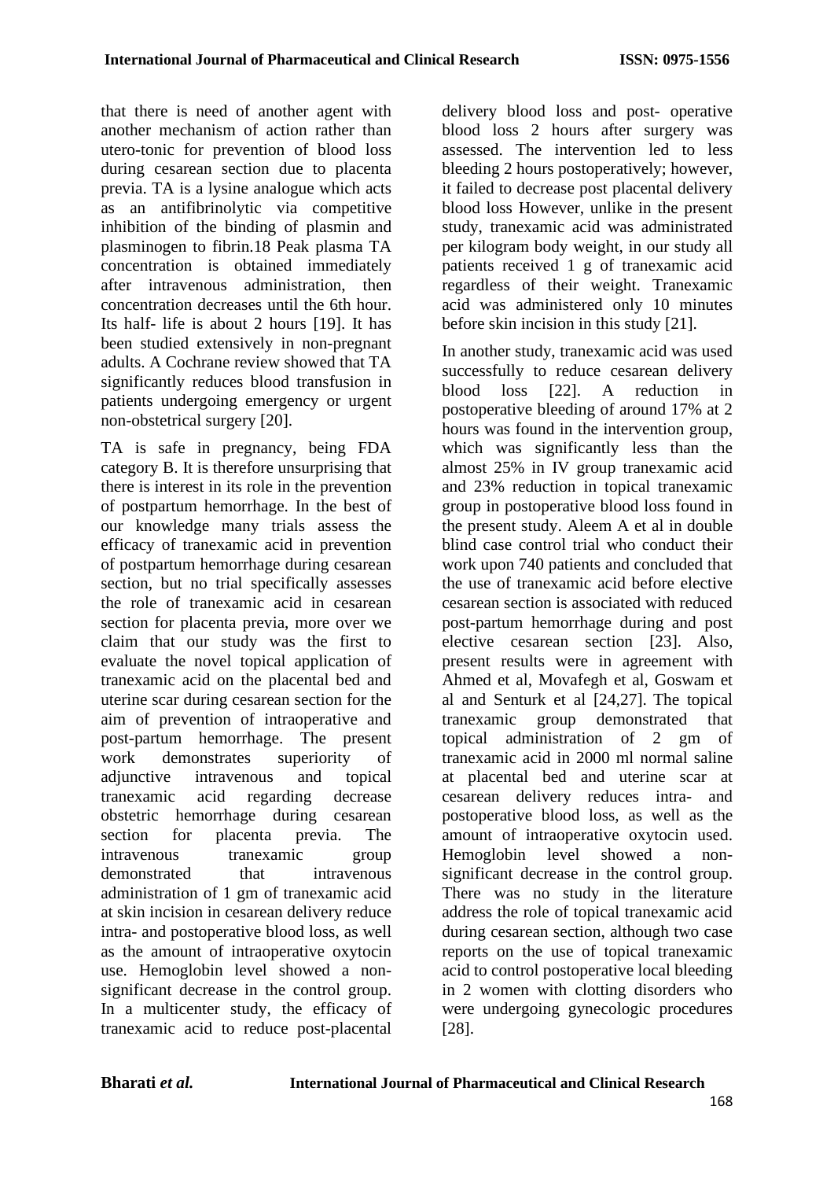that there is need of another agent with another mechanism of action rather than utero-tonic for prevention of blood loss during cesarean section due to placenta previa. TA is a lysine analogue which acts as an antifibrinolytic via competitive inhibition of the binding of plasmin and plasminogen to fibrin.18 Peak plasma TA concentration is obtained immediately after intravenous administration, then concentration decreases until the 6th hour. Its half- life is about 2 hours [19]. It has been studied extensively in non-pregnant adults. A Cochrane review showed that TA significantly reduces blood transfusion in patients undergoing emergency or urgent non-obstetrical surgery [20].

TA is safe in pregnancy, being FDA category B. It is therefore unsurprising that there is interest in its role in the prevention of postpartum hemorrhage. In the best of our knowledge many trials assess the efficacy of tranexamic acid in prevention of postpartum hemorrhage during cesarean section, but no trial specifically assesses the role of tranexamic acid in cesarean section for placenta previa, more over we claim that our study was the first to evaluate the novel topical application of tranexamic acid on the placental bed and uterine scar during cesarean section for the aim of prevention of intraoperative and post-partum hemorrhage. The present work demonstrates superiority of adjunctive intravenous and topical tranexamic acid regarding decrease obstetric hemorrhage during cesarean section for placenta previa. The intravenous tranexamic group demonstrated that intravenous administration of 1 gm of tranexamic acid at skin incision in cesarean delivery reduce intra- and postoperative blood loss, as well as the amount of intraoperative oxytocin use. Hemoglobin level showed a non-significant decrease in the control group. In a multicenter study, the efficacy of tranexamic acid to reduce post-placental delivery blood loss and post- operative blood loss 2 hours after surgery was assessed. The intervention led to less bleeding 2 hours postoperatively; however, it failed to decrease post placental delivery blood loss However, unlike in the present study, tranexamic acid was administrated per kilogram body weight, in our study all patients received 1 g of tranexamic acid regardless of their weight. Tranexamic acid was administered only 10 minutes before skin incision in this study [21].

In another study, tranexamic acid was used successfully to reduce cesarean delivery blood loss [22]. A reduction in postoperative bleeding of around 17% at 2 hours was found in the intervention group, which was significantly less than the almost 25% in IV group tranexamic acid and 23% reduction in topical tranexamic group in postoperative blood loss found in the present study. Aleem A et al in double blind case control trial who conduct their work upon 740 patients and concluded that the use of tranexamic acid before elective cesarean section is associated with reduced post-partum hemorrhage during and post elective cesarean section [23]. Also, present results were in agreement with Ahmed et al, Movafegh et al, Goswam et al and Senturk et al [24,27]. The topical tranexamic group demonstrated that topical administration of 2 gm of tranexamic acid in 2000 ml normal saline at placental bed and uterine scar at cesarean delivery reduces intra- and postoperative blood loss, as well as the amount of intraoperative oxytocin used. Hemoglobin level showed a non-significant decrease in the control group. There was no study in the literature address the role of topical tranexamic acid during cesarean section, although two case reports on the use of topical tranexamic acid to control postoperative local bleeding in 2 women with clotting disorders who were undergoing gynecologic procedures [28].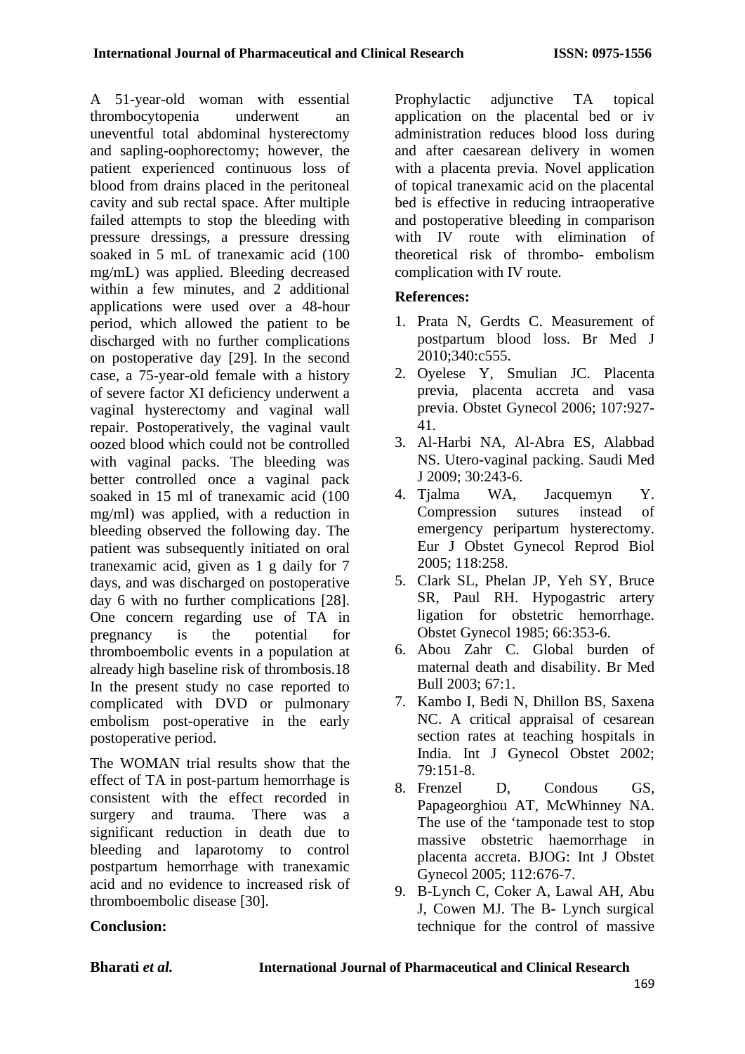A 51-year-old woman with essential thrombocytopenia underwent an uneventful total abdominal hysterectomy and sapling-oophorectomy; however, the patient experienced continuous loss of blood from drains placed in the peritoneal cavity and sub rectal space. After multiple failed attempts to stop the bleeding with pressure dressings, a pressure dressing soaked in 5 mL of tranexamic acid (100 mg/mL) was applied. Bleeding decreased within a few minutes, and 2 additional applications were used over a 48-hour period, which allowed the patient to be discharged with no further complications on postoperative day [29]. In the second case, a 75-year-old female with a history of severe factor XI deficiency underwent a vaginal hysterectomy and vaginal wall repair. Postoperatively, the vaginal vault oozed blood which could not be controlled with vaginal packs. The bleeding was better controlled once a vaginal pack soaked in 15 ml of tranexamic acid (100 mg/ml) was applied, with a reduction in bleeding observed the following day. The patient was subsequently initiated on oral tranexamic acid, given as 1 g daily for 7 days, and was discharged on postoperative day 6 with no further complications [28]. One concern regarding use of TA in pregnancy is the potential for thromboembolic events in a population at already high baseline risk of thrombosis.18 In the present study no case reported to complicated with DVD or pulmonary embolism post-operative in the early postoperative period.

The WOMAN trial results show that the effect of TA in post-partum hemorrhage is consistent with the effect recorded in surgery and trauma. There was a significant reduction in death due to bleeding and laparotomy to control postpartum hemorrhage with tranexamic acid and no evidence to increased risk of thromboembolic disease [30].

**Conclusion:**

Prophylactic adjunctive TA topical application on the placental bed or iv administration reduces blood loss during and after caesarean delivery in women with a placenta previa. Novel application of topical tranexamic acid on the placental bed is effective in reducing intraoperative and postoperative bleeding in comparison with IV route with elimination of theoretical risk of thrombo- embolism complication with IV route.

**References:**

1. Prata N, Gerdts C. Measurement of postpartum blood loss. Br Med J 2010;340:c555.
2. Oyelese Y, Smulian JC. Placenta previa, placenta accreta and vasa previa. Obstet Gynecol 2006; 107:927-41.
3. Al-Harbi NA, Al-Abra ES, Alabbad NS. Utero-vaginal packing. Saudi Med J 2009; 30:243-6.
4. Tjalma WA, Jacquemyn Y. Compression sutures instead of emergency peripartum hysterectomy. Eur J Obstet Gynecol Reprod Biol 2005; 118:258.
5. Clark SL, Phelan JP, Yeh SY, Bruce SR, Paul RH. Hypogastric artery ligation for obstetric hemorrhage. Obstet Gynecol 1985; 66:353-6.
6. Abou Zahr C. Global burden of maternal death and disability. Br Med Bull 2003; 67:1.
7. Kambo I, Bedi N, Dhillon BS, Saxena NC. A critical appraisal of cesarean section rates at teaching hospitals in India. Int J Gynecol Obstet 2002; 79:151-8.
8. Frenzel D, Condous GS, Papageorghiou AT, McWhinney NA. The use of the 'tamponade test to stop massive obstetric haemorrhage in placenta accreta. BJOG: Int J Obstet Gynecol 2005; 112:676-7.
9. B-Lynch C, Coker A, Lawal AH, Abu J, Cowen MJ. The B- Lynch surgical technique for the control of massive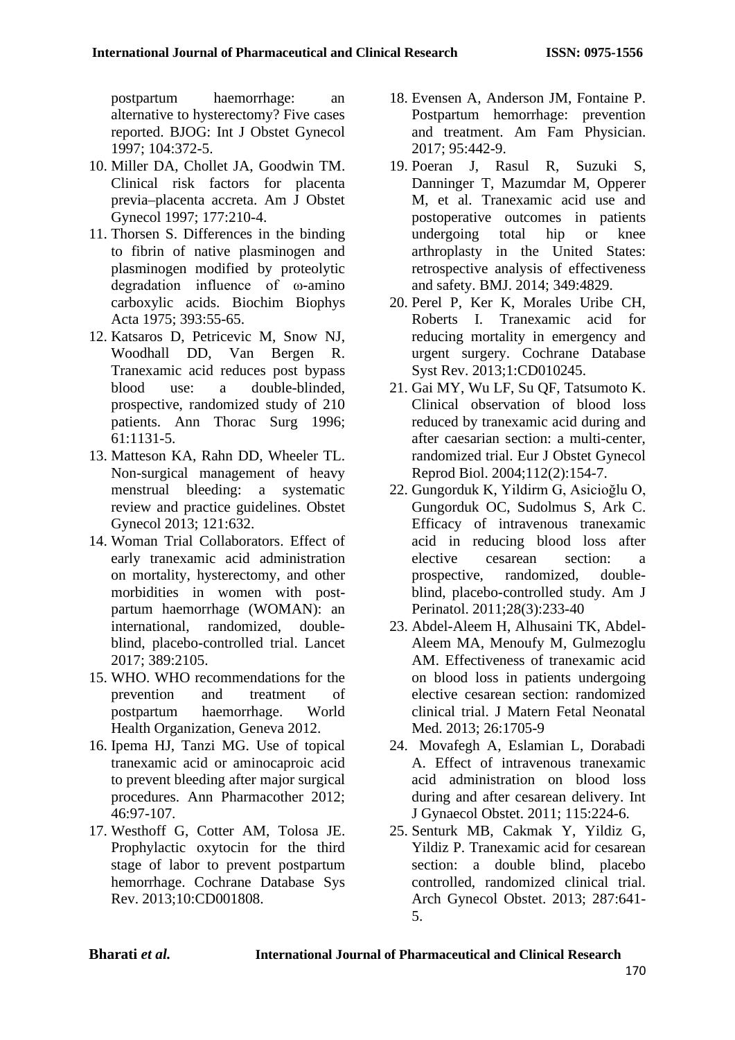postpartum haemorrhage: an alternative to hysterectomy? Five cases reported. BJOG: Int J Obstet Gynecol 1997; 104:372-5.

10. Miller DA, Chollet JA, Goodwin TM. Clinical risk factors for placenta previa–placenta accreta. Am J Obstet Gynecol 1997; 177:210-4.
11. Thorsen S. Differences in the binding to fibrin of native plasminogen and plasminogen modified by proteolytic degradation influence of ω-amino carboxylic acids. Biochim Biophys Acta 1975; 393:55-65.
12. Katsaros D, Petricevic M, Snow NJ, Woodhall DD, Van Bergen R. Tranexamic acid reduces post bypass blood use: a double-blinded, prospective, randomized study of 210 patients. Ann Thorac Surg 1996; 61:1131-5.
13. Matteson KA, Rahn DD, Wheeler TL. Non-surgical management of heavy menstrual bleeding: a systematic review and practice guidelines. Obstet Gynecol 2013; 121:632.
14. Woman Trial Collaborators. Effect of early tranexamic acid administration on mortality, hysterectomy, and other morbidities in women with post-partum haemorrhage (WOMAN): an international, randomized, double-blind, placebo-controlled trial. Lancet 2017; 389:2105.
15. WHO. WHO recommendations for the prevention and treatment of postpartum haemorrhage. World Health Organization, Geneva 2012.
16. Ipema HJ, Tanzi MG. Use of topical tranexamic acid or aminocaproic acid to prevent bleeding after major surgical procedures. Ann Pharmacother 2012; 46:97-107.
17. Westhoff G, Cotter AM, Tolosa JE. Prophylactic oxytocin for the third stage of labor to prevent postpartum hemorrhage. Cochrane Database Sys Rev. 2013;10:CD001808.
18. Evensen A, Anderson JM, Fontaine P. Postpartum hemorrhage: prevention and treatment. Am Fam Physician. 2017; 95:442-9.
19. Poeran J, Rasul R, Suzuki S, Danninger T, Mazumdar M, Opperer M, et al. Tranexamic acid use and postoperative outcomes in patients undergoing total hip or knee arthroplasty in the United States: retrospective analysis of effectiveness and safety. BMJ. 2014; 349:4829.
20. Perel P, Ker K, Morales Uribe CH, Roberts I. Tranexamic acid for reducing mortality in emergency and urgent surgery. Cochrane Database Syst Rev. 2013;1:CD010245.
21. Gai MY, Wu LF, Su QF, Tatsumoto K. Clinical observation of blood loss reduced by tranexamic acid during and after caesarian section: a multi-center, randomized trial. Eur J Obstet Gynecol Reprod Biol. 2004;112(2):154-7.
22. Gungorduk K, Yildirm G, Asicioğlu O, Gungorduk OC, Sudolmus S, Ark C. Efficacy of intravenous tranexamic acid in reducing blood loss after elective cesarean section: a prospective, randomized, double-blind, placebo-controlled study. Am J Perinatol. 2011;28(3):233-40
23. Abdel-Aleem H, Alhusaini TK, Abdel-Aleem MA, Menoufy M, Gulmezoglu AM. Effectiveness of tranexamic acid on blood loss in patients undergoing elective cesarean section: randomized clinical trial. J Matern Fetal Neonatal Med. 2013; 26:1705-9
24. Movafegh A, Eslamian L, Dorabadi A. Effect of intravenous tranexamic acid administration on blood loss during and after cesarean delivery. Int J Gynaecol Obstet. 2011; 115:224-6.
25. Senturk MB, Cakmak Y, Yildiz G, Yildiz P. Tranexamic acid for cesarean section: a double blind, placebo controlled, randomized clinical trial. Arch Gynecol Obstet. 2013; 287:641-5.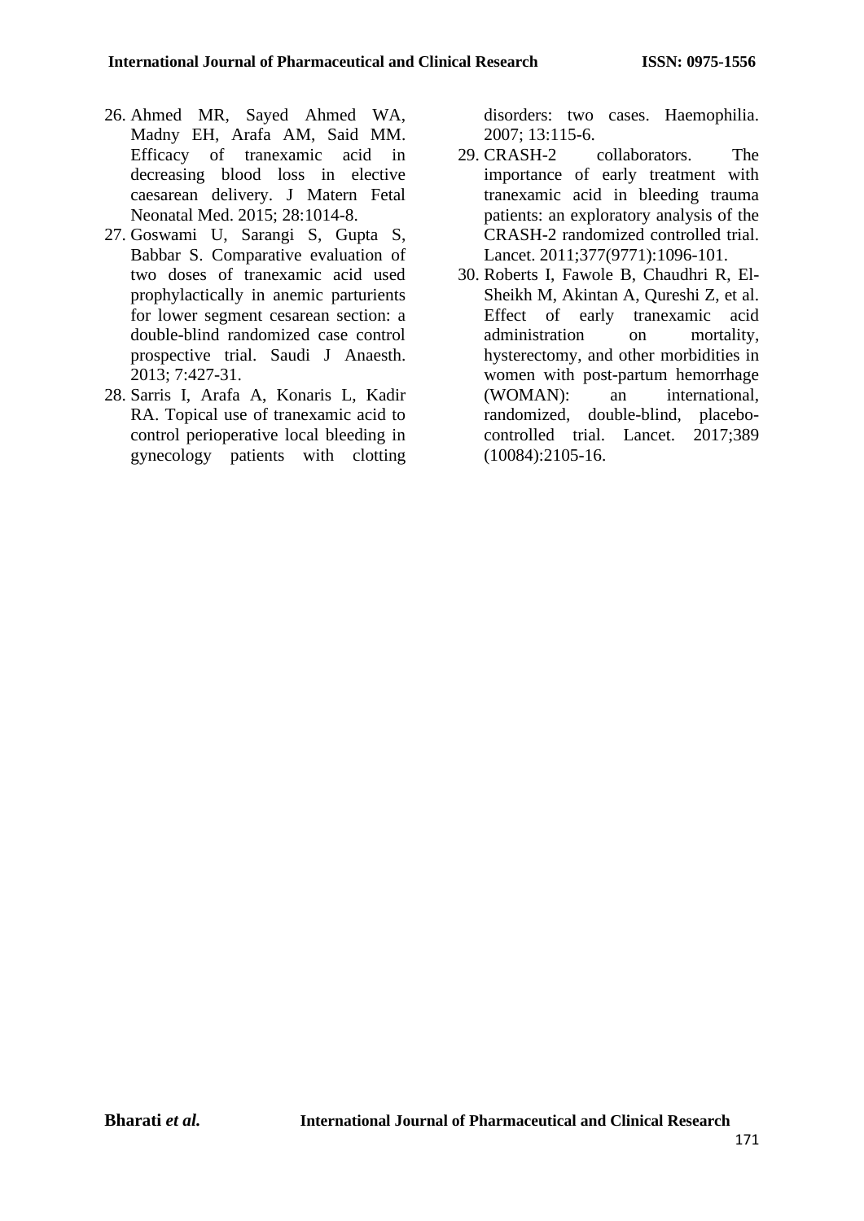26. Ahmed MR, Sayed Ahmed WA, Madny EH, Arafa AM, Said MM. Efficacy of tranexamic acid in decreasing blood loss in elective caesarean delivery. J Matern Fetal Neonatal Med. 2015; 28:1014-8.
27. Goswami U, Sarangi S, Gupta S, Babbar S. Comparative evaluation of two doses of tranexamic acid used prophylactically in anemic parturients for lower segment cesarean section: a double-blind randomized case control prospective trial. Saudi J Anaesth. 2013; 7:427-31.
28. Sarris I, Arafa A, Konaris L, Kadir RA. Topical use of tranexamic acid to control perioperative local bleeding in gynecology patients with clotting disorders: two cases. Haemophilia. 2007; 13:115-6.
29. CRASH-2 collaborators. The importance of early treatment with tranexamic acid in bleeding trauma patients: an exploratory analysis of the CRASH-2 randomized controlled trial. Lancet. 2011;377(9771):1096-101.
30. Roberts I, Fawole B, Chaudhri R, El-Sheikh M, Akintan A, Qureshi Z, et al. Effect of early tranexamic acid administration on mortality, hysterectomy, and other morbidities in women with post-partum hemorrhage (WOMAN): an international, randomized, double-blind, placebo-controlled trial. Lancet. 2017;389 (10084):2105-16.